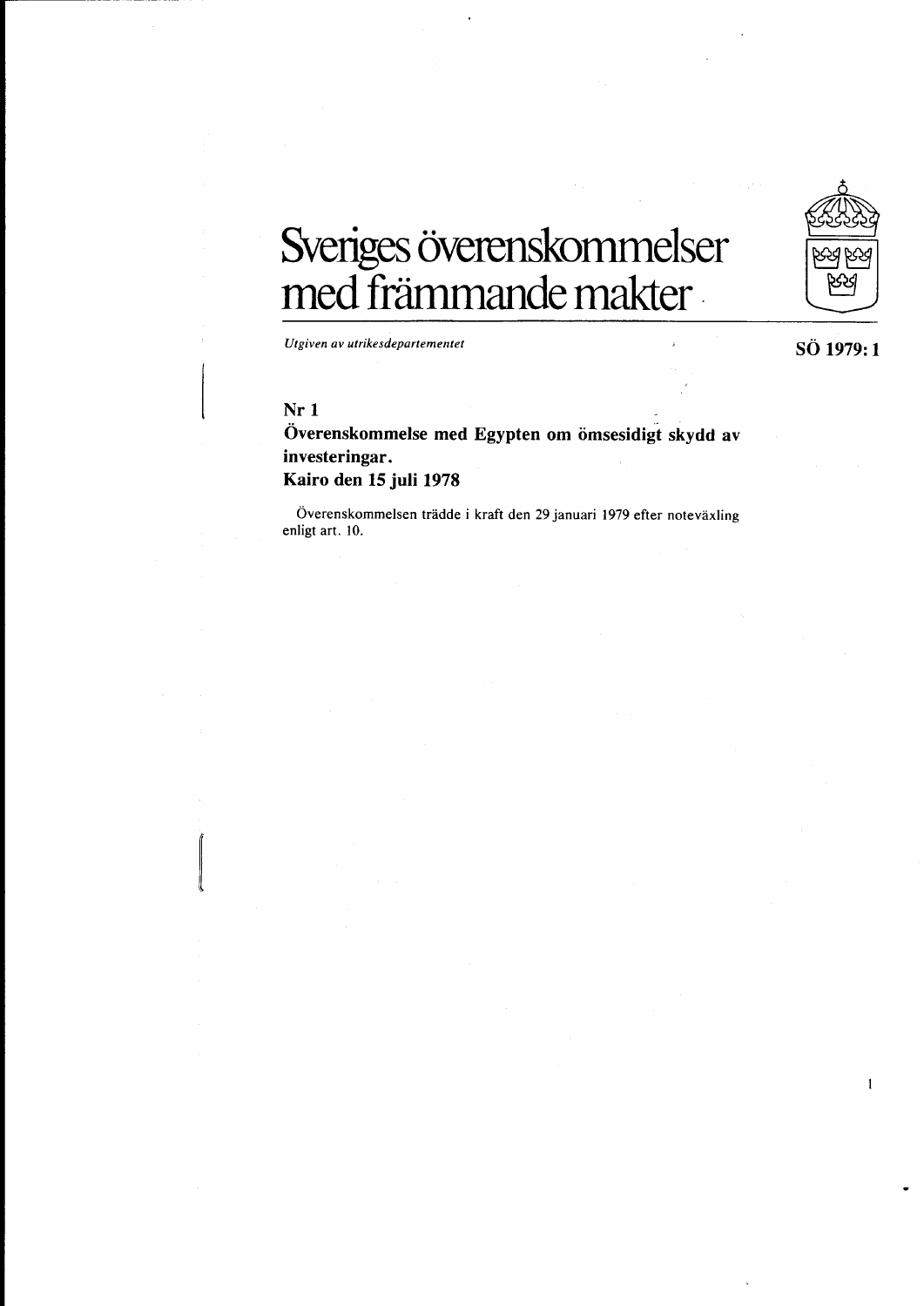# Sveriges överenskommelser med främmande makter

*Utgiven av utrikesdepartementet*

**SÖ 1979: 1**

**Nr 1**

**Överenskommelse med Egypten om ömsesidigt skydd av investeringar.**
**Kairo den 15 juli 1978**

Överenskommelsen trädde i kraft den 29 januari 1979 efter noteväxling enligt art. 10.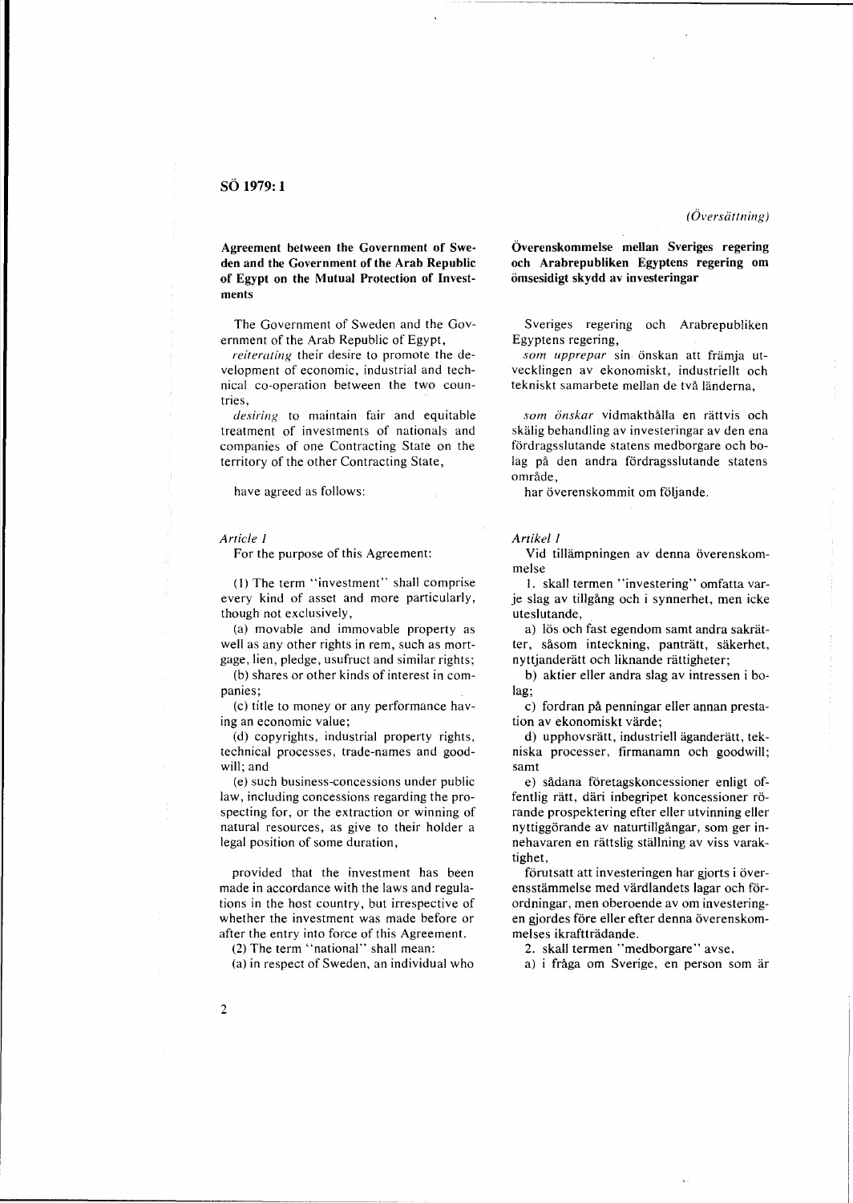SÖ 1979: 1

**Agreement between the Government of Sweden and the Government of the Arab Republic of Egypt on the Mutual Protection of Investments**

The Government of Sweden and the Government of the Arab Republic of Egypt,

*reiterating* their desire to promote the development of economic, industrial and technical co-operation between the two countries,

*desiring* to maintain fair and equitable treatment of investments of nationals and companies of one Contracting State on the territory of the other Contracting State,

have agreed as follows:

*Article 1*

For the purpose of this Agreement:

(1) The term "investment" shall comprise every kind of asset and more particularly, though not exclusively,

(a) movable and immovable property as well as any other rights in rem, such as mortgage, lien, pledge, usufruct and similar rights;

(b) shares or other kinds of interest in companies;

(c) title to money or any performance having an economic value;

(d) copyrights, industrial property rights, technical processes, trade-names and goodwill; and

(e) such business-concessions under public law, including concessions regarding the prospecting for, or the extraction or winning of natural resources, as give to their holder a legal position of some duration,

provided that the investment has been made in accordance with the laws and regulations in the host country, but irrespective of whether the investment was made before or after the entry into force of this Agreement.

(2) The term "national" shall mean:

(a) in respect of Sweden, an individual who

*(Översättning)*

**Överenskommelse mellan Sveriges regering och Arabrepubliken Egyptens regering om ömsesidigt skydd av investeringar**

Sveriges regering och Arabrepubliken Egyptens regering,

*som upprepar* sin önskan att främja utvecklingen av ekonomiskt, industriellt och tekniskt samarbete mellan de två länderna,

*som önskar* vidmakthålla en rättvis och skälig behandling av investeringar av den ena fördragsslutande statens medborgare och bolag på den andra fördragsslutande statens område,

har överenskommit om följande.

*Artikel 1*

Vid tillämpningen av denna överenskommelse

1. skall termen "investering" omfatta varje slag av tillgång och i synnerhet, men icke uteslutande,

a) lös och fast egendom samt andra sakrätter, såsom inteckning, panträtt, säkerhet, nyttjanderätt och liknande rättigheter;

b) aktier eller andra slag av intressen i bolag;

c) fordran på penningar eller annan prestation av ekonomiskt värde;

d) upphovsrätt, industriell äganderätt, tekniska processer, firmanamn och goodwill; samt

e) sådana företagskoncessioner enligt offentlig rätt, däri inbegripet koncessioner rörande prospektering efter eller utvinning eller nyttiggörande av naturtillgångar, som ger innehavaren en rättslig ställning av viss varaktighet,

förutsatt att investeringen har gjorts i överensstämmelse med värdlandets lagar och förordningar, men oberoende av om investeringen gjordes före eller efter denna överenskommelses ikraftträdande.

2. skall termen "medborgare" avse,

a) i fråga om Sverige, en person som är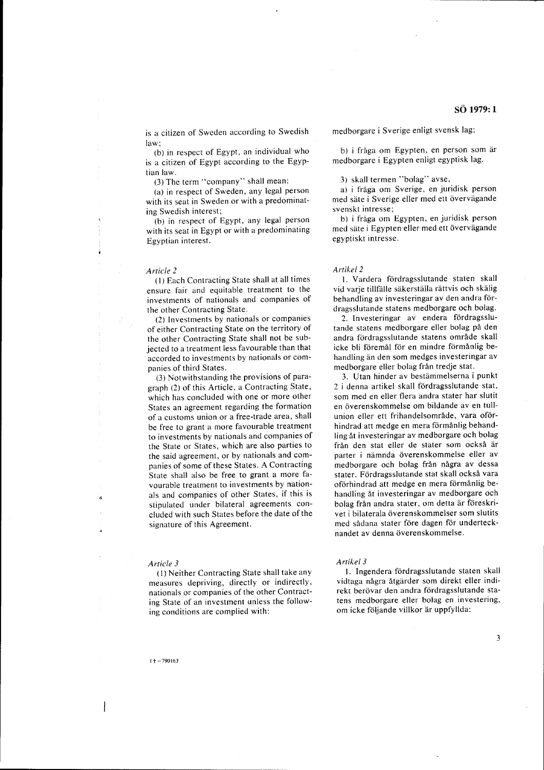is a citizen of Sweden according to Swedish law;

(b) in respect of Egypt, an individual who is a citizen of Egypt according to the Egyptian law.

(3) The term "company" shall mean:

(a) in respect of Sweden, any legal person with its seat in Sweden or with a predominating Swedish interest;

(b) in respect of Egypt, any legal person with its seat in Egypt or with a predominating Egyptian interest.

*Article 2*

(1) Each Contracting State shall at all times ensure fair and equitable treatment to the investments of nationals and companies of the other Contracting State.

(2) Investments by nationals or companies of either Contracting State on the territory of the other Contracting State shall not be subjected to a treatment less favourable than that accorded to investments by nationals or companies of third States.

(3) Notwithstanding the provisions of paragraph (2) of this Article, a Contracting State, which has concluded with one or more other States an agreement regarding the formation of a customs union or a free-trade area, shall be free to grant a more favourable treatment to investments by nationals and companies of the State or States, which are also parties to the said agreement, or by nationals and companies of some of these States. A Contracting State shall also be free to grant a more favourable treatment to investments by nationals and companies of other States, if this is stipulated under bilateral agreements concluded with such States before the date of the signature of this Agreement.

*Article 3*

(1) Neither Contracting State shall take any measures depriving, directly or indirectly, nationals or companies of the other Contracting State of an investment unless the following conditions are complied with:

medborgare i Sverige enligt svensk lag;

b) i fråga om Egypten, en person som är medborgare i Egypten enligt egyptisk lag.

3) skall termen "bolag" avse,

a) i fråga om Sverige, en juridisk person med säte i Sverige eller med ett övervägande svenskt intresse;

b) i fråga om Egypten, en juridisk person med säte i Egypten eller med ett övervägande egyptiskt intresse.

*Artikel 2*

1. Vardera fördragsslutande staten skall vid varje tillfälle säkerställa rättvis och skälig behandling av investeringar av den andra fördragsslutande statens medborgare och bolag.

2. Investeringar av endera fördragsslutande statens medborgare eller bolag på den andra fördragsslutande statens område skall icke bli föremål för en mindre förmånlig behandling än den som medges investeringar av medborgare eller bolag från tredje stat.

3. Utan hinder av bestämmelserna i punkt 2 i denna artikel skall fördragsslutande stat, som med en eller flera andra stater har slutit en överenskommelse om bildande av en tullunion eller ett frihandelsområde, vara oförhindrad att medge en mera förmånlig behandling åt investeringar av medborgare och bolag från den stat eller de stater som också är parter i nämnda överenskommelse eller av medborgare och bolag från några av dessa stater. Fördragsslutande stat skall också vara oförhindrad att medge en mera förmånlig behandling åt investeringar av medborgare och bolag från andra stater, om detta är föreskrivet i bilaterala överenskommelser som slutits med sådana stater före dagen för undertecknandet av denna överenskommelse.

*Artikel 3*

1. Ingendera fördragsslutande staten skall vidtaga några åtgärder som direkt eller indirekt berövar den andra fördragsslutande statens medborgare eller bolag en investering, om icke följande villkor är uppfyllda: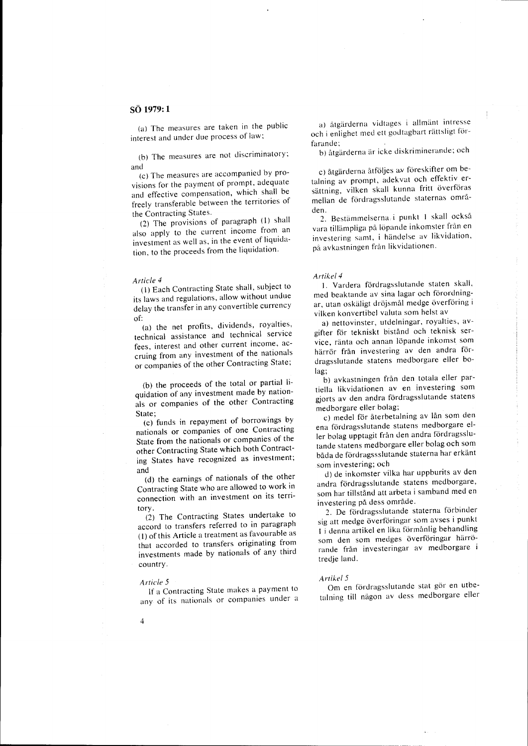(a) The measures are taken in the public interest and under due process of law;

(b) The measures are not discriminatory; and

(c) The measures are accompanied by provisions for the payment of prompt, adequate and effective compensation, which shall be freely transferable between the territories of the Contracting States.

(2) The provisions of paragraph (1) shall also apply to the current income from an investment as well as, in the event of liquidation, to the proceeds from the liquidation.

a) åtgärderna vidtages i allmänt intresse och i enlighet med ett godtagbart rättsligt förfarande;

b) åtgärderna är icke diskriminerande; och

c) åtgärderna åtföljes av föreskifter om betalning av prompt, adekvat och effektiv ersättning, vilken skall kunna fritt överföras mellan de fördragsslutande staternas områden.

2. Bestämmelserna i punkt 1 skall också vara tillämpliga på löpande inkomster från en investering samt, i händelse av likvidation, på avkastningen från likvidationen.

*Article 4*

(1) Each Contracting State shall, subject to its laws and regulations, allow without undue delay the transfer in any convertible currency of:

(a) the net profits, dividends, royalties, technical assistance and technical service fees, interest and other current income, accruing from any investment of the nationals or companies of the other Contracting State;

(b) the proceeds of the total or partial liquidation of any investment made by nationals or companies of the other Contracting State;

(c) funds in repayment of borrowings by nationals or companies of one Contracting State from the nationals or companies of the other Contracting State which both Contracting States have recognized as investment; and

(d) the earnings of nationals of the other Contracting State who are allowed to work in connection with an investment on its territory.

(2) The Contracting States undertake to accord to transfers referred to in paragraph (1) of this Article a treatment as favourable as that accorded to transfers originating from investments made by nationals of any third country.

*Artikel 4*

1. Vardera fördragsslutande staten skall, med beaktande av sina lagar och förordningar, utan oskäligt dröjsmål medge överföring i vilken konvertibel valuta som helst av

a) nettovinster, utdelningar, royalties, avgifter för tekniskt bistånd och teknisk service, ränta och annan löpande inkomst som härrör från investering av den andra fördragsslutande statens medborgare eller bolag;

b) avkastningen från den totala eller partiella likvidationen av en investering som gjorts av den andra fördragsslutande statens medborgare eller bolag;

c) medel för återbetalning av lån som den ena fördragsslutande statens medborgare eller bolag upptagit från den andra fördragsslutande statens medborgare eller bolag och som båda de fördragssslutande staterna har erkänt som investering; och

d) de inkomster vilka har uppburits av den andra fördragsslutande statens medborgare, som har tillstånd att arbeta i samband med en investering på dess område.

2. De fördragsslutande staterna förbinder sig att medge överföringar som avses i punkt 1 i denna artikel en lika förmånlig behandling som den som medges överföringar härrörande från investeringar av medborgare i tredje land.

*Article 5*

If a Contracting State makes a payment to any of its nationals or companies under a

*Artikel 5*

Om en fördragsslutande stat gör en utbetalning till någon av dess medborgare eller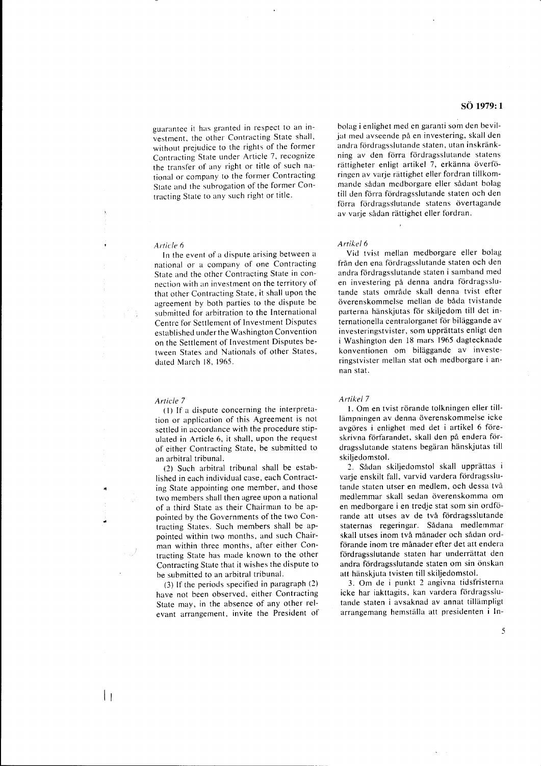guarantee it has granted in respect to an investment, the other Contracting State shall, without prejudice to the rights of the former Contracting State under Article 7, recognize the transfer of any right or title of such national or company to the former Contracting State and the subrogation of the former Contracting State to any such right or title.

*Article 6*

In the event of a dispute arising between a national or a company of one Contracting State and the other Contracting State in connection with an investment on the territory of that other Contracting State, it shall upon the agreement by both parties to the dispute be submitted for arbitration to the International Centre for Settlement of Investment Disputes established under the Washington Convention on the Settlement of Investment Disputes between States and Nationals of other States, dated March 18, 1965.

*Article 7*

(1) If a dispute concerning the interpretation or application of this Agreement is not settled in accordance with the procedure stipulated in Article 6, it shall, upon the request of either Contracting State, be submitted to an arbitral tribunal.

(2) Such arbitral tribunal shall be established in each individual case, each Contracting State appointing one member, and those two members shall then agree upon a national of a third State as their Chairman to be appointed by the Governments of the two Contracting States. Such members shall be appointed within two months, and such Chairman within three months, after either Contracting State has made known to the other Contracting State that it wishes the dispute to be submitted to an arbitral tribunal.

(3) If the periods specified in paragraph (2) have not been observed, either Contracting State may, in the absence of any other relevant arrangement, invite the President of

bolag i enlighet med en garanti som den beviljat med avseende på en investering, skall den andra fördragsslutande staten, utan inskränkning av den förra fördragsslutande statens rättigheter enligt artikel 7, erkänna överföringen av varje rättighet eller fordran tillkommande sådan medborgare eller sådant bolag till den förra fördragsslutande staten och den förra fördragsslutande statens övertagande av varje sådan rättighet eller fordran.

*Artikel 6*

Vid tvist mellan medborgare eller bolag från den ena fördragsslutande staten och den andra fördragsslutande staten i samband med en investering på denna andra fördragsslutande stats område skall denna tvist efter överenskommelse mellan de båda tvistande parterna hänskjutas för skiljedom till det internationella centralorganet för biläggande av investeringstvister, som upprättats enligt den i Washington den 18 mars 1965 dagtecknade konventionen om biläggande av investeringstvister mellan stat och medborgare i annan stat.

*Artikel 7*

1. Om en tvist rörande tolkningen eller tillämpningen av denna överenskommelse icke avgöres i enlighet med det i artikel 6 föreskrivna förfarandet, skall den på endera fördragsslutande statens begäran hänskjutas till skiljedomstol.

2. Sådan skiljedomstol skall upprättas i varje enskilt fall, varvid vardera fördragsslutande staten utser en medlem, och dessa två medlemmar skall sedan överenskomma om en medborgare i en tredje stat som sin ordförande att utses av de två fördragsslutande staternas regeringar. Sådana medlemmar skall utses inom två månader och sådan ordförande inom tre månader efter det att endera fördragsslutande staten har underrättat den andra fördragsslutande staten om sin önskan att hänskjuta tvisten till skiljedomstol.

3. Om de i punkt 2 angivna tidsfristerna icke har iakttagits, kan vardera fördragsslutande staten i avsaknad av annat tillämpligt arrangemang hemställa att presidenten i In-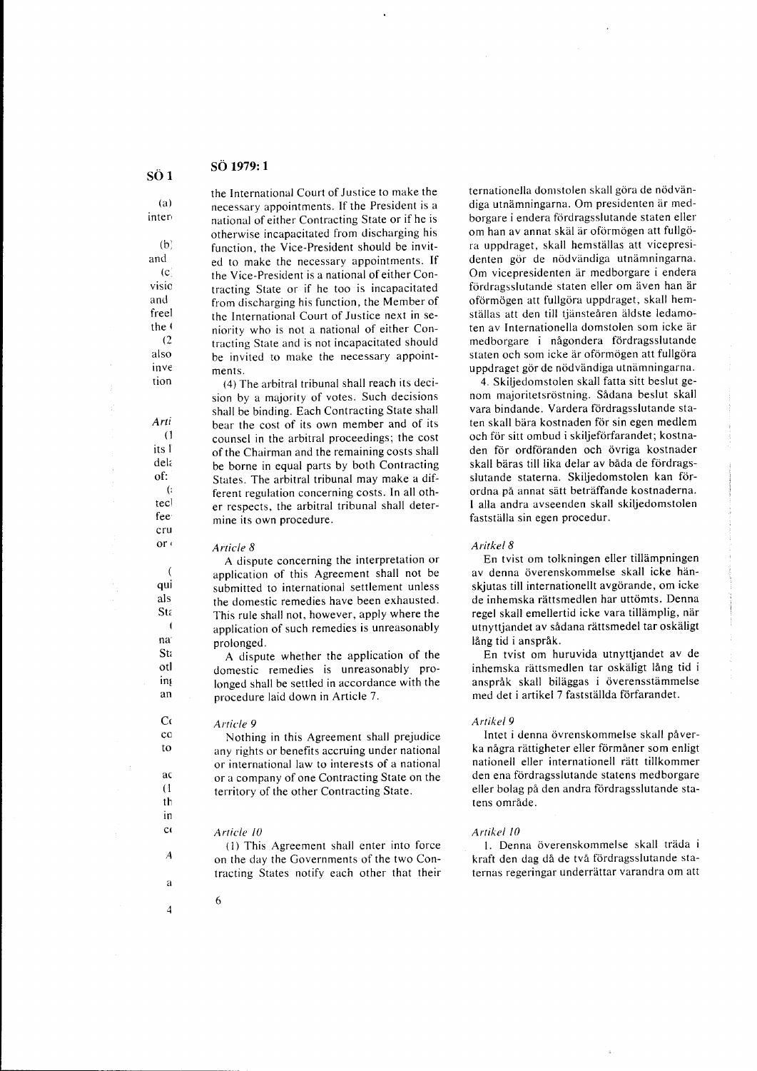the International Court of Justice to make the necessary appointments. If the President is a national of either Contracting State or if he is otherwise incapacitated from discharging his function, the Vice-President should be invited to make the necessary appointments. If the Vice-President is a national of either Contracting State or if he too is incapacitated from discharging his function, the Member of the International Court of Justice next in seniority who is not a national of either Contracting State and is not incapacitated should be invited to make the necessary appointments.

(4) The arbitral tribunal shall reach its decision by a majority of votes. Such decisions shall be binding. Each Contracting State shall bear the cost of its own member and of its counsel in the arbitral proceedings; the cost of the Chairman and the remaining costs shall be borne in equal parts by both Contracting States. The arbitral tribunal may make a different regulation concerning costs. In all other respects, the arbitral tribunal shall determine its own procedure.

*Article 8*

A dispute concerning the interpretation or application of this Agreement shall not be submitted to international settlement unless the domestic remedies have been exhausted. This rule shall not, however, apply where the application of such remedies is unreasonably prolonged.

A dispute whether the application of the domestic remedies is unreasonably prolonged shall be settled in accordance with the procedure laid down in Article 7.

*Article 9*

Nothing in this Agreement shall prejudice any rights or benefits accruing under national or international law to interests of a national or a company of one Contracting State on the territory of the other Contracting State.

*Article 10*

(1) This Agreement shall enter into force on the day the Governments of the two Contracting States notify each other that their

ternationella domstolen skall göra de nödvändiga utnämningarna. Om presidenten är medborgare i endera fördragsslutande staten eller om han av annat skäl är oförmögen att fullgöra uppdraget, skall hemställas att vicepresidenten gör de nödvändiga utnämningarna. Om vicepresidenten är medborgare i endera fördragsslutande staten eller om även han är oförmögen att fullgöra uppdraget, skall hemställas att den till tjänsteåren äldste ledamoten av Internationella domstolen som icke är medborgare i någondera fördragsslutande staten och som icke är oförmögen att fullgöra uppdraget gör de nödvändiga utnämningarna.

4. Skiljedomstolen skall fatta sitt beslut genom majoritetsröstning. Sådana beslut skall vara bindande. Vardera fördragsslutande staten skall bära kostnaden för sin egen medlem och för sitt ombud i skiljeförfarandet; kostnaden för ordföranden och övriga kostnader skall bäras till lika delar av båda de fördragsslutande staterna. Skiljedomstolen kan förordna på annat sätt beträffande kostnaderna. I alla andra avseenden skall skiljedomstolen fastställa sin egen procedur.

*Aritkel 8*

En tvist om tolkningen eller tillämpningen av denna överenskommelse skall icke hänskjutas till internationellt avgörande, om icke de inhemska rättsmedlen har uttömts. Denna regel skall emellertid icke vara tillämplig, när utnyttjandet av sådana rättsmedel tar oskäligt lång tid i anspråk.

En tvist om huruvida utnyttjandet av de inhemska rättsmedlen tar oskäligt lång tid i anspråk skall biläggas i överensstämmelse med det i artikel 7 fastställda förfarandet.

*Artikel 9*

Intet i denna övrenskommelse skall påverka några rättigheter eller förmåner som enligt nationell eller internationell rätt tillkommer den ena fördragsslutande statens medborgare eller bolag på den andra fördragsslutande statens område.

*Artikel 10*

1. Denna överenskommelse skall träda i kraft den dag då de två fördragsslutande staternas regeringar underrättar varandra om att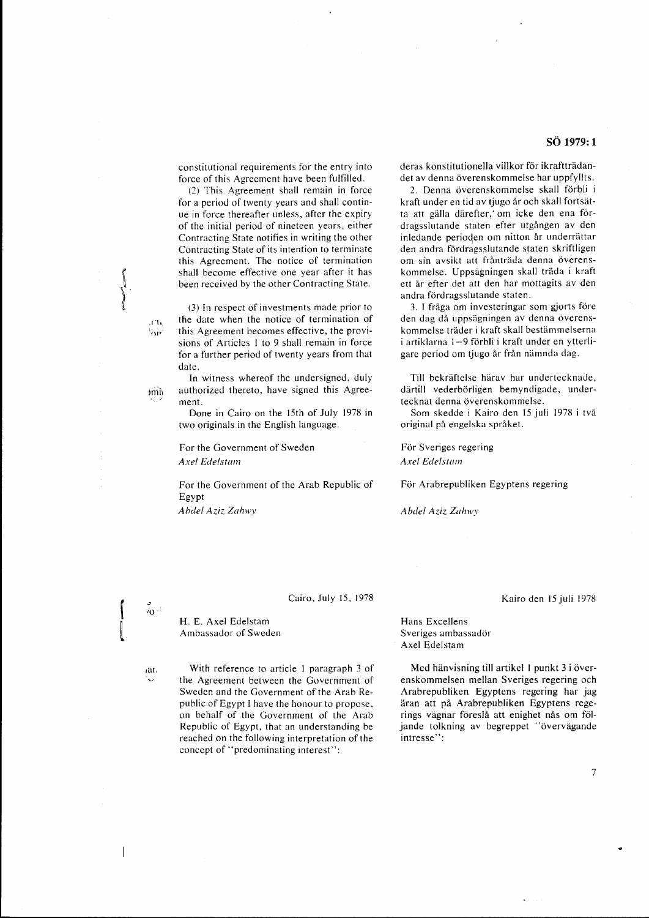constitutional requirements for the entry into force of this Agreement have been fulfilled.

(2) This Agreement shall remain in force for a period of twenty years and shall continue in force thereafter unless, after the expiry of the initial period of nineteen years, either Contracting State notifies in writing the other Contracting State of its intention to terminate this Agreement. The notice of termination shall become effective one year after it has been received by the other Contracting State.

(3) In respect of investments made prior to the date when the notice of termination of this Agreement becomes effective, the provisions of Articles 1 to 9 shall remain in force for a further period of twenty years from that date.

In witness whereof the undersigned, duly authorized thereto, have signed this Agreement.

Done in Cairo on the 15th of July 1978 in two originals in the English language.

For the Government of Sweden
*Axel Edelstam*

For the Government of the Arab Republic of Egypt
*Abdel Aziz Zahwy*

deras konstitutionella villkor för ikraftträdandet av denna överenskommelse har uppfyllts.

2. Denna överenskommelse skall förbli i kraft under en tid av tjugo år och skall fortsätta att gälla därefter, om icke den ena fördragsslutande staten efter utgången av den inledande perioden om nitton år underrättar den andra fördragsslutande staten skriftligen om sin avsikt att frånträda denna överenskommelse. Uppsägningen skall träda i kraft ett år efter det att den har mottagits av den andra fördragsslutande staten.

3. I fråga om investeringar som gjorts före den dag då uppsägningen av denna överenskommelse träder i kraft skall bestämmelserna i artiklarna 1–9 förbli i kraft under en ytterligare period om tjugo år från nämnda dag.

Till bekräftelse härav har undertecknade, därtill vederbörligen bemyndigade, undertecknat denna överenskommelse.

Som skedde i Kairo den 15 juli 1978 i två original på engelska språket.

För Sveriges regering
*Axel Edelstam*

För Arabrepubliken Egyptens regering
*Abdel Aziz Zahwy*

Cairo, July 15, 1978

H. E. Axel Edelstam
Ambassador of Sweden

With reference to article 1 paragraph 3 of the Agreement between the Government of Sweden and the Government of the Arab Republic of Egypt I have the honour to propose, on behalf of the Government of the Arab Republic of Egypt, that an understanding be reached on the following interpretation of the concept of "predominating interest":

Kairo den 15 juli 1978

Hans Excellens
Sveriges ambassadör
Axel Edelstam

Med hänvisning till artikel 1 punkt 3 i överenskommelsen mellan Sveriges regering och Arabrepubliken Egyptens regering har jag äran att på Arabrepubliken Egyptens regerings vägnar föreslå att enighet nås om följande tolkning av begreppet "övervägande intresse":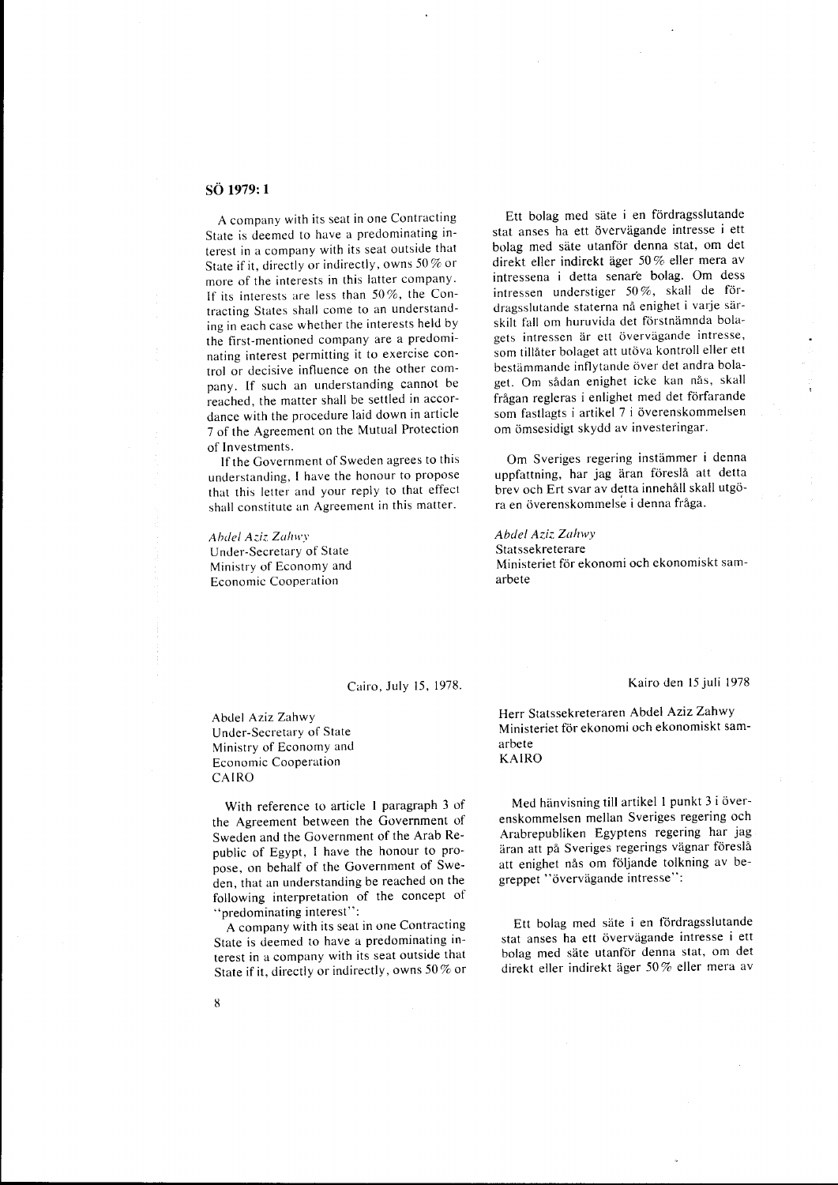## SÖ 1979: 1

A company with its seat in one Contracting State is deemed to have a predominating interest in a company with its seat outside that State if it, directly or indirectly, owns 50 % or more of the interests in this latter company. If its interests are less than 50%, the Contracting States shall come to an understanding in each case whether the interests held by the first-mentioned company are a predominating interest permitting it to exercise control or decisive influence on the other company. If such an understanding cannot be reached, the matter shall be settled in accordance with the procedure laid down in article 7 of the Agreement on the Mutual Protection of Investments.

If the Government of Sweden agrees to this understanding, I have the honour to propose that this letter and your reply to that effect shall constitute an Agreement in this matter.

*Abdel Aziz Zahwy*
Under-Secretary of State
Ministry of Economy and
Economic Cooperation

Ett bolag med säte i en fördragsslutande stat anses ha ett övervägande intresse i ett bolag med säte utanför denna stat, om det direkt eller indirekt äger 50 % eller mera av intressena i detta senare bolag. Om dess intressen understiger 50 %, skall de fördragsslutande staterna nå enighet i varje särskilt fall om huruvida det förstnämnda bolagets intressen är ett övervägande intresse, som tillåter bolaget att utöva kontroll eller ett bestämmande inflytande över det andra bolaget. Om sådan enighet icke kan nås, skall frågan regleras i enlighet med det förfarande som fastlagts i artikel 7 i överenskommelsen om ömsesidigt skydd av investeringar.

Om Sveriges regering instämmer i denna uppfattning, har jag äran föreslå att detta brev och Ert svar av detta innehåll skall utgöra en överenskommelse i denna fråga.

*Abdel Aziz Zahwy*
Statssekreterare
Ministeriet för ekonomi och ekonomiskt samarbete

Cairo, July 15, 1978.

Abdel Aziz Zahwy
Under-Secretary of State
Ministry of Economy and
Economic Cooperation
CAIRO

With reference to article 1 paragraph 3 of the Agreement between the Government of Sweden and the Government of the Arab Republic of Egypt, I have the honour to propose, on behalf of the Government of Sweden, that an understanding be reached on the following interpretation of the concept of "predominating interest":

A company with its seat in one Contracting State is deemed to have a predominating interest in a company with its seat outside that State if it, directly or indirectly, owns 50 % or

Kairo den 15 juli 1978

Herr Statssekreteraren Abdel Aziz Zahwy
Ministeriet för ekonomi och ekonomiskt samarbete
KAIRO

Med hänvisning till artikel 1 punkt 3 i överenskommelsen mellan Sveriges regering och Arabrepubliken Egyptens regering har jag äran att på Sveriges regerings vägnar föreslå att enighet nås om följande tolkning av begreppet "övervägande intresse":

Ett bolag med säte i en fördragsslutande stat anses ha ett övervägande intresse i ett bolag med säte utanför denna stat, om det direkt eller indirekt äger 50 % eller mera av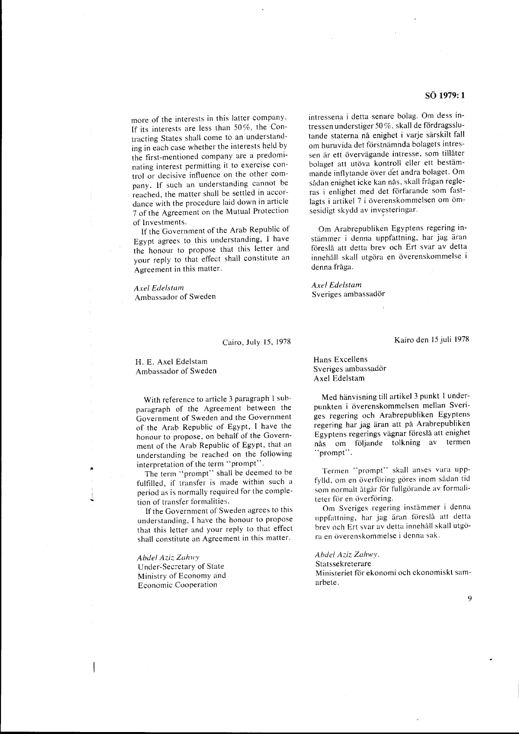more of the interests in this latter company. If its interests are less than 50%, the Contracting States shall come to an understanding in each case whether the interests held by the first-mentioned company are a predominating interest permitting it to exercise control or decisive influence on the other company. If such an understanding cannot be reached, the matter shall be settled in accordance with the procedure laid down in article 7 of the Agreement on the Mutual Protection of Investments.

If the Government of the Arab Republic of Egypt agrees to this understanding, I have the honour to propose that this letter and your reply to that effect shall constitute an Agreement in this matter.

*Axel Edelstam*
Ambassador of Sweden

intressena i detta senare bolag. Om dess intressen understiger 50%, skall de fördragsslutande staterna nå enighet i varje särskilt fall om huruvida det förstnämnda bolagets intressen är ett övervägande intresse, som tillåter bolaget att utöva kontroll eller ett bestämmande inflytande över det andra bolaget. Om sådan enighet icke kan nås, skall frågan regleras i enlighet med det förfarande som fastlagts i artikel 7 i överenskommelsen om ömsesidigt skydd av investeringar.

Om Arabrepubliken Egyptens regering instämmer i denna uppfattning, har jag äran föreslå att detta brev och Ert svar av detta innehåll skall utgöra en överenskommelse i denna fråga.

*Axel Edelstam*
Sveriges ambassadör

Cairo, July 15, 1978

H. E. Axel Edelstam
Ambassador of Sweden

With reference to article 3 paragraph 1 subparagraph of the Agreement between the Government of Sweden and the Government of the Arab Republic of Egypt, I have the honour to propose, on behalf of the Government of the Arab Republic of Egypt, that an understanding be reached on the following interpretation of the term "prompt".

The term "prompt" shall be deemed to be fulfilled, if transfer is made within such a period as is normally required for the completion of transfer formalities.

If the Government of Sweden agrees to this understanding, I have the honour to propose that this letter and your reply to that effect shall constitute an Agreement in this matter.

*Abdel Aziz Zahwy*
Under-Secretary of State
Ministry of Economy and
Economic Cooperation

Kairo den 15 juli 1978

Hans Excellens
Sveriges ambassadör
Axel Edelstam

Med hänvisning till artikel 3 punkt 1 underpunkten i överenskommelsen mellan Sveriges regering och Arabrepubliken Egyptens regering har jag äran att på Arabrepubliken Egyptens regerings vägnar föreslå att enighet nås om följande tolkning av termen "prompt".

Termen "prompt" skall anses vara uppfylld, om en överföring göres inom sådan tid som normalt åtgår för fullgörande av formaliteter för en överföring.

Om Sveriges regering instämmer i denna uppfattning, har jag äran föreslå att detta brev och Ert svar av detta innehåll skall utgöra en överenskommelse i denna sak.

*Abdel Aziz Zahwy.*
Statssekreterare
Ministeriet för ekonomi och ekonomiskt samarbete.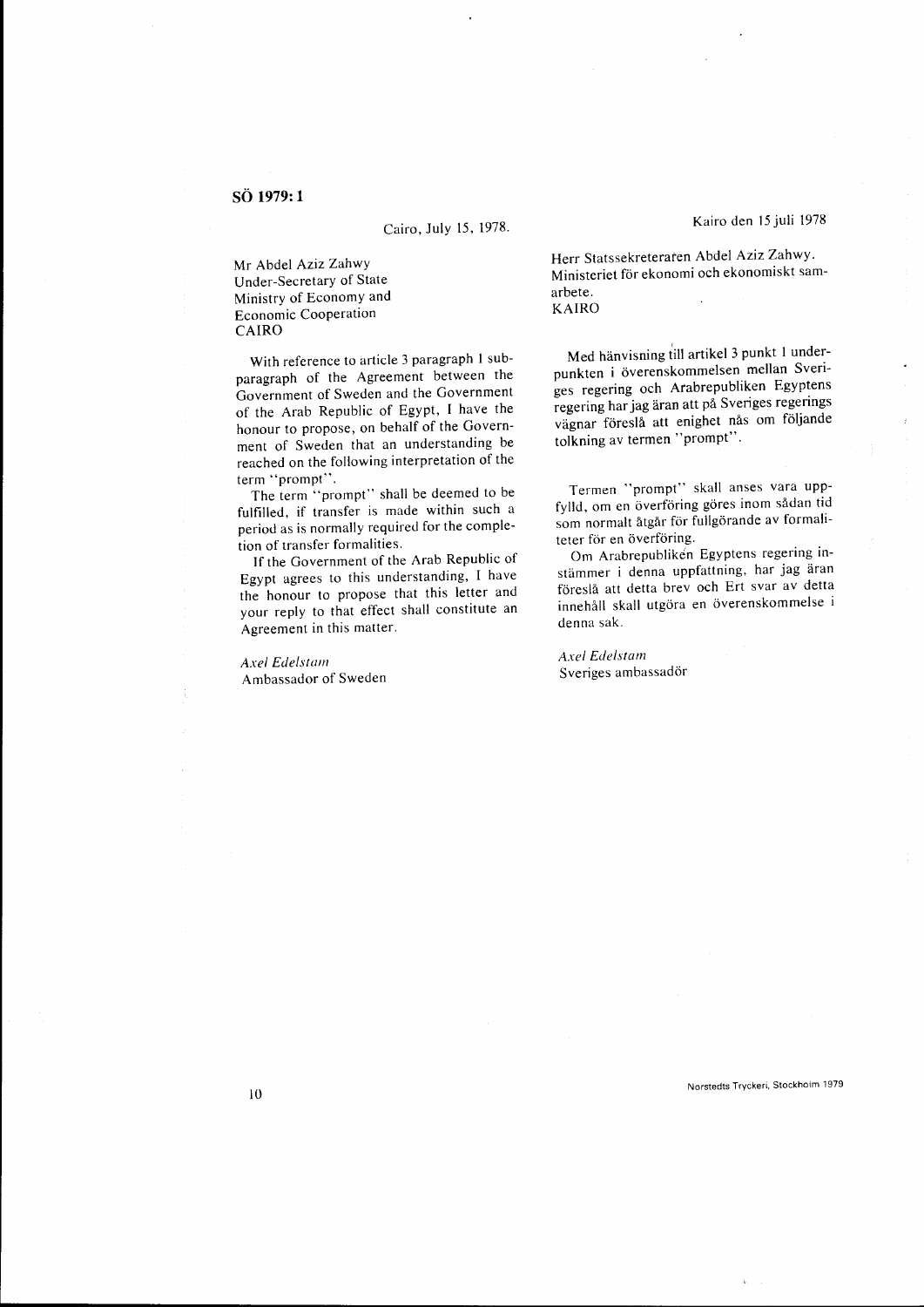**SÖ 1979: 1**

Cairo, July 15, 1978.

Mr Abdel Aziz Zahwy
Under-Secretary of State
Ministry of Economy and
Economic Cooperation
CAIRO

With reference to article 3 paragraph 1 subparagraph of the Agreement between the Government of Sweden and the Government of the Arab Republic of Egypt, I have the honour to propose, on behalf of the Government of Sweden that an understanding be reached on the following interpretation of the term "prompt".

The term "prompt" shall be deemed to be fulfilled, if transfer is made within such a period as is normally required for the completion of transfer formalities.

If the Government of the Arab Republic of Egypt agrees to this understanding, I have the honour to propose that this letter and your reply to that effect shall constitute an Agreement in this matter.

*Axel Edelstam*
Ambassador of Sweden

Kairo den 15 juli 1978

Herr Statssekreteraren Abdel Aziz Zahwy.
Ministeriet för ekonomi och ekonomiskt samarbete.
KAIRO

Med hänvisning till artikel 3 punkt 1 underpunkten i överenskommelsen mellan Sveriges regering och Arabrepubliken Egyptens regering har jag äran att på Sveriges regerings vägnar föreslå att enighet nås om följande tolkning av termen "prompt".

Termen "prompt" skall anses vara uppfylld, om en överföring göres inom sådan tid som normalt åtgår för fullgörande av formaliteter för en överföring.

Om Arabrepubliken Egyptens regering instämmer i denna uppfattning, har jag äran föreslå att detta brev och Ert svar av detta innehåll skall utgöra en överenskommelse i denna sak.

*Axel Edelstam*
Sveriges ambassadör

Norstedts Tryckeri, Stockholm 1979